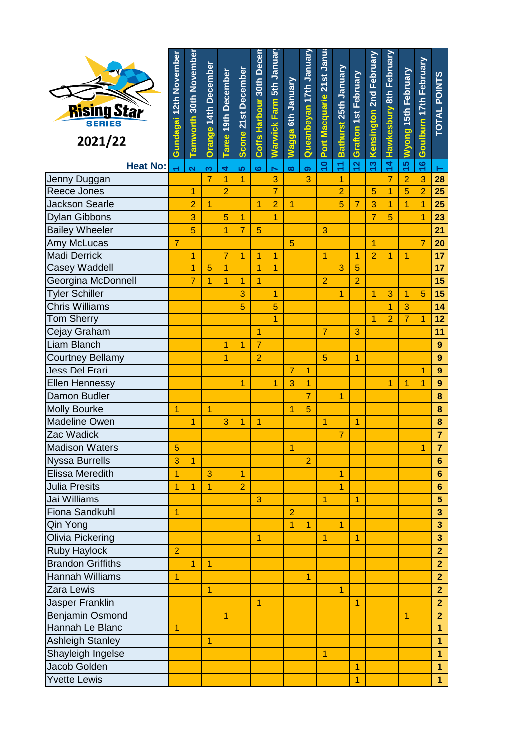**Rising Star SERIES**

**2021/22**

| | Gundagai 12th November | Tamworth 30th November | Orange 14th December | Taree 19th December | Scone 21st December | Coffs Harbour 30th Decem | Warwick Farm 5th Januar | Wagga 6th January | Queanbeyan 17th January | Port Macquarie 21st Janua | Bathurst 25th January | Grafton 1st February | Kensington 2nd February | Hawkesbury 8th February | Wyong 15th February | Goulburn 17th February | TOTAL POINTS |
|---|---|---|---|---|---|---|---|---|---|---|---|---|---|---|---|---|---|
| **Heat No:** | 1 | 2 | 3 | 4 | 5 | 6 | 7 | 8 | 9 | 10 | 11 | 12 | 13 | 14 | 15 | 16 | T |
| Jenny Duggan | | | 7 | 1 | 1 | | 3 | | 3 | | 1 | | | 7 | 2 | 3 | 28 |
| Reece Jones | | 1 | | 2 | | | 7 | | | | 2 | | 5 | 1 | 5 | 2 | 25 |
| Jackson Searle | | 2 | 1 | | | 1 | 2 | 1 | | | 5 | 7 | 3 | 1 | 1 | 1 | 25 |
| Dylan Gibbons | | 3 | | 5 | 1 | | 1 | | | | | | 7 | 5 | | 1 | 23 |
| Bailey Wheeler | | 5 | | 1 | 7 | 5 | | | | 3 | | | | | | | 21 |
| Amy McLucas | 7 | | | | | | | 5 | | | | | 1 | | | 7 | 20 |
| Madi Derrick | | 1 | | 7 | 1 | 1 | 1 | | | 1 | | 1 | 2 | 1 | 1 | | 17 |
| Casey Waddell | | 1 | 5 | 1 | | 1 | 1 | | | | 3 | 5 | | | | | 17 |
| Georgina McDonnell | | 7 | 1 | 1 | 1 | 1 | | | | 2 | | 2 | | | | | 15 |
| Tyler Schiller | | | | | 3 | | 1 | | | | 1 | | 1 | 3 | 1 | 5 | 15 |
| Chris Williams | | | | | 5 | | 5 | | | | | | | 1 | 3 | | 14 |
| Tom Sherry | | | | | | | 1 | | | | | | 1 | 2 | 7 | 1 | 12 |
| Cejay Graham | | | | | | 1 | | | | 7 | | 3 | | | | | 11 |
| Liam Blanch | | | | 1 | 1 | 7 | | | | | | | | | | | 9 |
| Courtney Bellamy | | | | 1 | | 2 | | | | 5 | | 1 | | | | | 9 |
| Jess Del Frari | | | | | | | | 7 | 1 | | | | | | | 1 | 9 |
| Ellen Hennessy | | | | | 1 | | 1 | 3 | 1 | | | | | 1 | 1 | 1 | 9 |
| Damon Budler | | | | | | | | | 7 | | 1 | | | | | | 8 |
| Molly Bourke | 1 | | 1 | | | | | 1 | 5 | | | | | | | | 8 |
| Madeline Owen | | 1 | | 3 | 1 | 1 | | | | 1 | | 1 | | | | | 8 |
| Zac Wadick | | | | | | | | | | | 7 | | | | | | 7 |
| Madison Waters | 5 | | | | | | | 1 | | | | | | | | 1 | 7 |
| Nyssa Burrells | 3 | 1 | | | | | | | 2 | | | | | | | | 6 |
| Elissa Meredith | 1 | | 3 | | 1 | | | | | | 1 | | | | | | 6 |
| Julia Presits | 1 | 1 | 1 | | 2 | | | | | | 1 | | | | | | 6 |
| Jai Williams | | | | | | 3 | | | | 1 | | 1 | | | | | 5 |
| Fiona Sandkuhl | 1 | | | | | | | 2 | | | | | | | | | 3 |
| Qin Yong | | | | | | | | 1 | 1 | | 1 | | | | | | 3 |
| Olivia Pickering | | | | | | 1 | | | | 1 | | 1 | | | | | 3 |
| Ruby Haylock | 2 | | | | | | | | | | | | | | | | 2 |
| Brandon Griffiths | | 1 | 1 | | | | | | | | | | | | | | 2 |
| Hannah Williams | 1 | | | | | | | | 1 | | | | | | | | 2 |
| Zara Lewis | | | 1 | | | | | | | | 1 | | | | | | 2 |
| Jasper Franklin | | | | | | 1 | | | | | | 1 | | | | | 2 |
| Benjamin Osmond | | | | 1 | | | | | | | | | | | 1 | | 2 |
| Hannah Le Blanc | 1 | | | | | | | | | | | | | | | | 1 |
| Ashleigh Stanley | | | 1 | | | | | | | | | | | | | | 1 |
| Shayleigh Ingelse | | | | | | | | | | 1 | | | | | | | 1 |
| Jacob Golden | | | | | | | | | | | | 1 | | | | | 1 |
| Yvette Lewis | | | | | | | | | | | | 1 | | | | | 1 |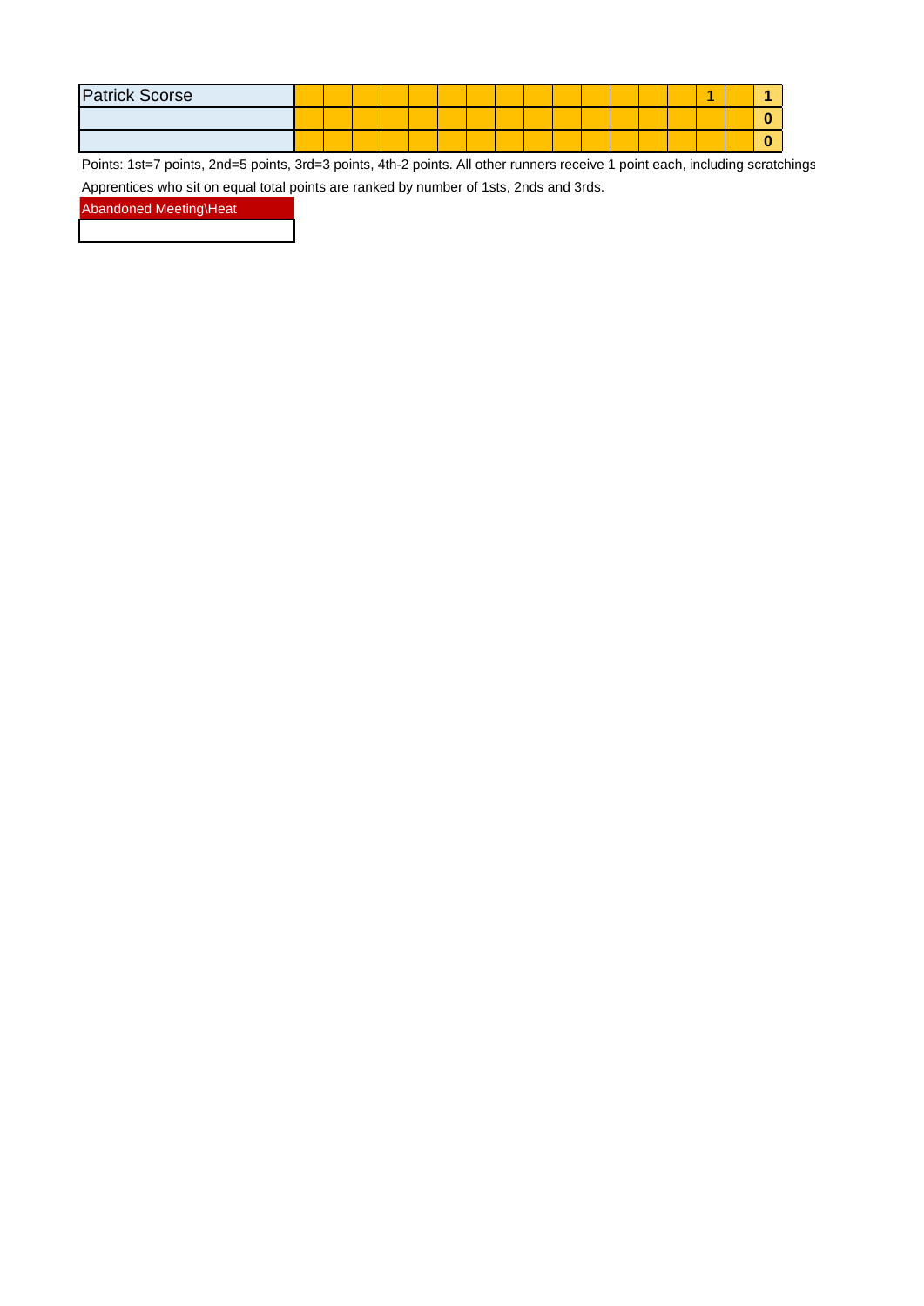| | | | | | | | | | | | | | | | | | |
|---|---|---|---|---|---|---|---|---|---|---|---|---|---|---|---|---|---|
| Patrick Scorse | | | | | | | | | | | | | | | 1 | | **1** |
| | | | | | | | | | | | | | | | | | **0** |
| | | | | | | | | | | | | | | | | | **0** |

Points: 1st=7 points, 2nd=5 points, 3rd=3 points, 4th-2 points. All other runners receive 1 point each, including scratchings

Apprentices who sit on equal total points are ranked by number of 1sts, 2nds and 3rds.

| Abandoned Meeting\Heat |
|---|
| |